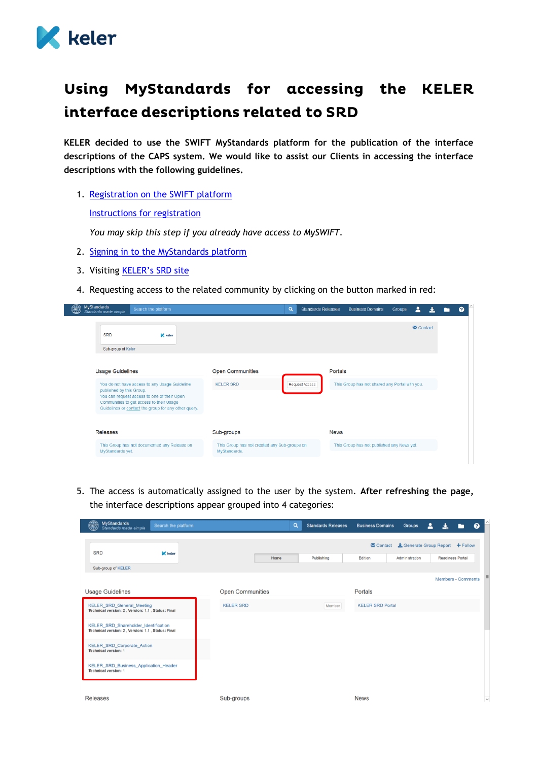# Using MyStandards for accessing the KELER interface descriptions related to SRD

**KELER decided to use the SWIFT MyStandards platform for the publication of the interface descriptions of the CAPS system. We would like to assist our Clients in accessing the interface descriptions with the following guidelines.**

1. Registration on the SWIFT platform

   Instructions for registration

   *You may skip this step if you already have access to MySWIFT.*

2. Signing in to the MyStandards platform
3. Visiting KELER's SRD site
4. Requesting access to the related community by clicking on the button marked in red:
5. The access is automatically assigned to the user by the system. **After refreshing the page,** the interface descriptions appear grouped into 4 categories: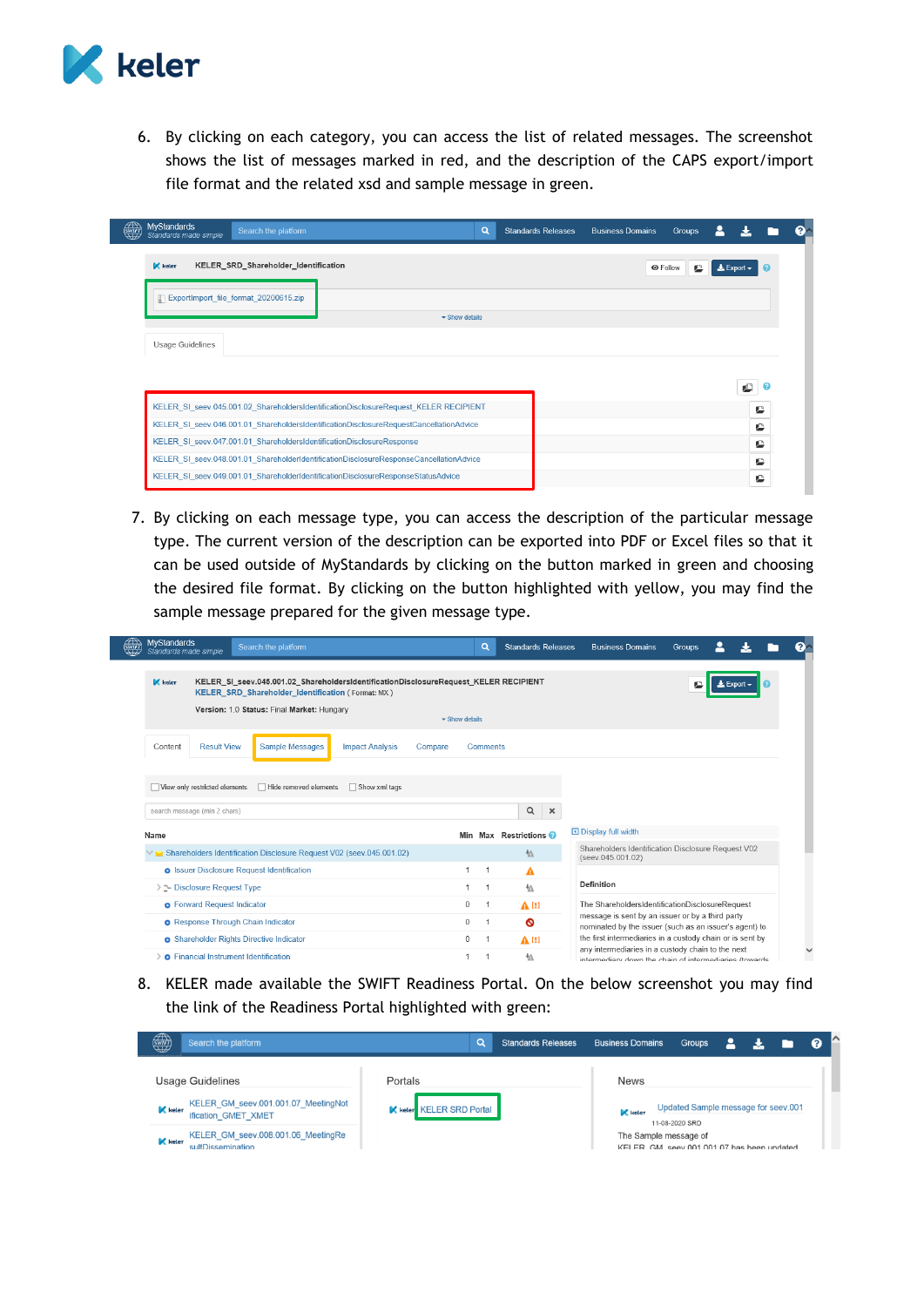6. By clicking on each category, you can access the list of related messages. The screenshot shows the list of messages marked in red, and the description of the CAPS export/import file format and the related xsd and sample message in green.

7. By clicking on each message type, you can access the description of the particular message type. The current version of the description can be exported into PDF or Excel files so that it can be used outside of MyStandards by clicking on the button marked in green and choosing the desired file format. By clicking on the button highlighted with yellow, you may find the sample message prepared for the given message type.

8. KELER made available the SWIFT Readiness Portal. On the below screenshot you may find the link of the Readiness Portal highlighted with green: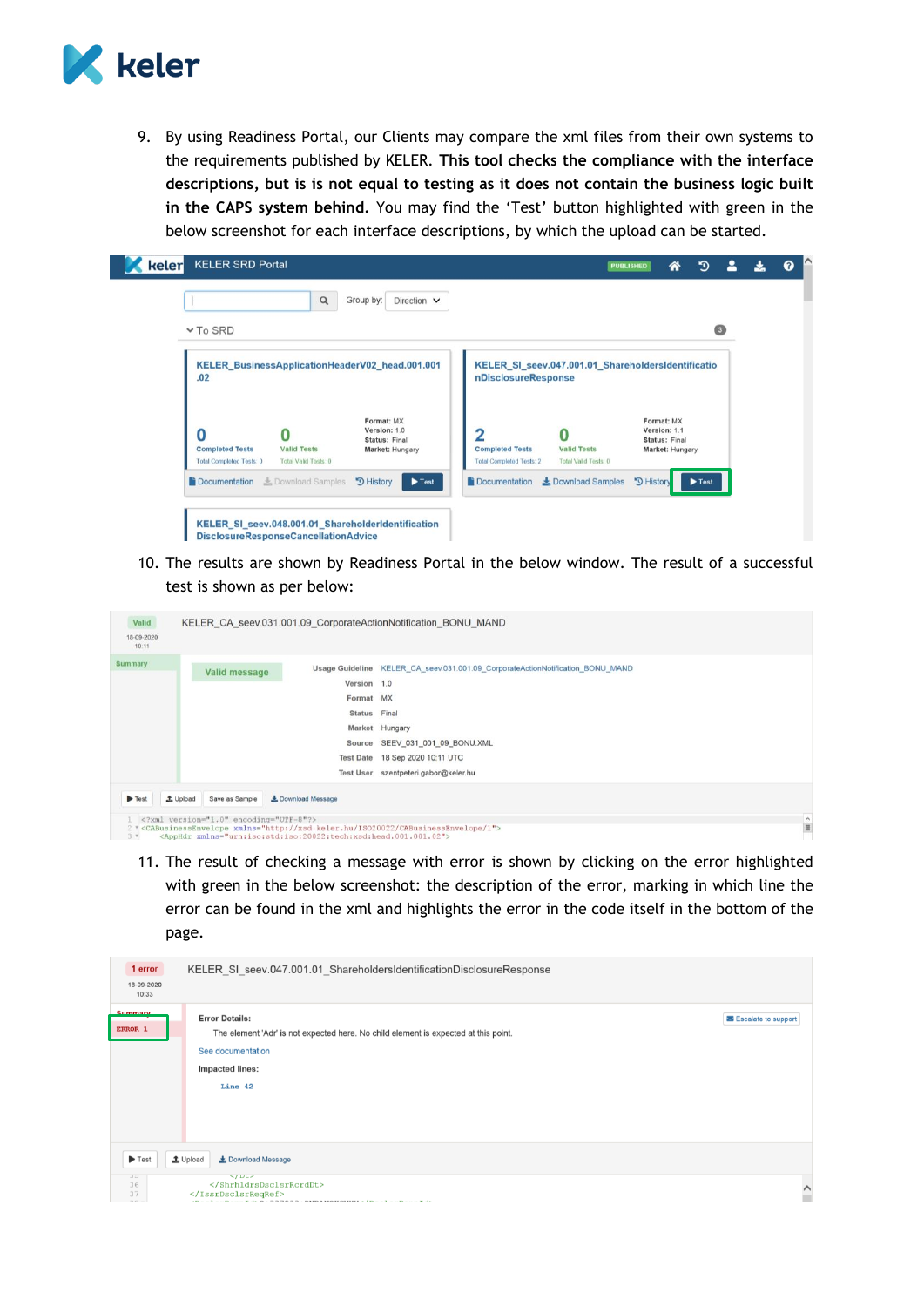9. By using Readiness Portal, our Clients may compare the xml files from their own systems to the requirements published by KELER. **This tool checks the compliance with the interface descriptions, but is is not equal to testing as it does not contain the business logic built in the CAPS system behind.** You may find the 'Test' button highlighted with green in the below screenshot for each interface descriptions, by which the upload can be started.

10. The results are shown by Readiness Portal in the below window. The result of a successful test is shown as per below:

11. The result of checking a message with error is shown by clicking on the error highlighted with green in the below screenshot: the description of the error, marking in which line the error can be found in the xml and highlights the error in the code itself in the bottom of the page.